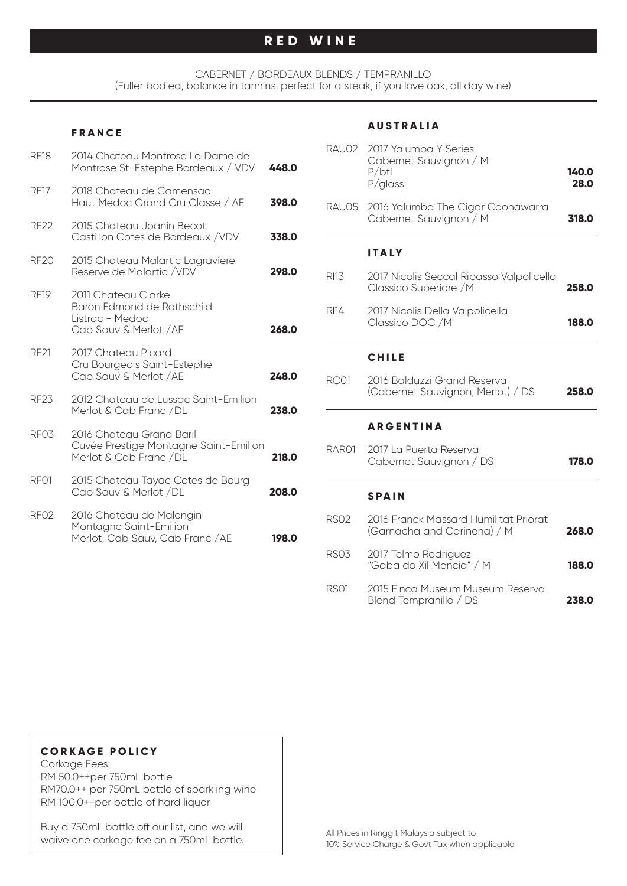# RED WINE

CABERNET / BORDEAUX BLENDS / TEMPRANILLO
(Fuller bodied, balance in tannins, perfect for a steak, if you love oak, all day wine)

## FRANCE

| Code | Wine | Price |
|---|---|---|
| RF18 | 2014 Chateau Montrose La Dame de Montrose St-Estephe Bordeaux / VDV | **448.0** |
| RF17 | 2018 Chateau de Camensac Haut Medoc Grand Cru Classe / AE | **398.0** |
| RF22 | 2015 Chateau Joanin Becot Castillon Cotes de Bordeaux /VDV | **338.0** |
| RF20 | 2015 Chateau Malartic Lagraviere Reserve de Malartic /VDV | **298.0** |
| RF19 | 2011 Chateau Clarke Baron Edmond de Rothschild Listrac - Medoc Cab Sauv & Merlot /AE | **268.0** |
| RF21 | 2017 Chateau Picard Cru Bourgeois Saint-Estephe Cab Sauv & Merlot /AE | **248.0** |
| RF23 | 2012 Chateau de Lussac Saint-Emilion Merlot & Cab Franc /DL | **238.0** |
| RF03 | 2016 Chateau Grand Baril Cuvée Prestige Montagne Saint-Emilion Merlot & Cab Franc /DL | **218.0** |
| RF01 | 2015 Chateau Tayac Cotes de Bourg Cab Sauv & Merlot /DL | **208.0** |
| RF02 | 2016 Chateau de Malengin Montagne Saint-Emilion Merlot, Cab Sauv, Cab Franc /AE | **198.0** |

## AUSTRALIA

| Code | Wine | Price |
|---|---|---|
| RAU02 | 2017 Yalumba Y Series Cabernet Sauvignon / M P/btl | **140.0** |
| | P/glass | **28.0** |
| RAU05 | 2016 Yalumba The Cigar Coonawarra Cabernet Sauvignon / M | **318.0** |

## ITALY

| Code | Wine | Price |
|---|---|---|
| RI13 | 2017 Nicolis Seccal Ripasso Valpolicella Classico Superiore /M | **258.0** |
| RI14 | 2017 Nicolis Della Valpolicella Classico DOC /M | **188.0** |

## CHILE

| Code | Wine | Price |
|---|---|---|
| RC01 | 2016 Balduzzi Grand Reserva (Cabernet Sauvignon, Merlot) / DS | **258.0** |

## ARGENTINA

| Code | Wine | Price |
|---|---|---|
| RAR01 | 2017 La Puerta Reserva Cabernet Sauvignon / DS | **178.0** |

## SPAIN

| Code | Wine | Price |
|---|---|---|
| RS02 | 2016 Franck Massard Humilitat Priorat (Garnacha and Carinena) / M | **268.0** |
| RS03 | 2017 Telmo Rodriguez "Gaba do Xil Mencia" / M | **188.0** |
| RS01 | 2015 Finca Museum Museum Reserva Blend Tempranillo / DS | **238.0** |

### CORKAGE POLICY

Corkage Fees:
RM 50.0++per 750mL bottle
RM70.0++ per 750mL bottle of sparkling wine
RM 100.0++per bottle of hard liquor

Buy a 750mL bottle off our list, and we will waive one corkage fee on a 750mL bottle.

All Prices in Ringgit Malaysia subject to 10% Service Charge & Govt Tax when applicable.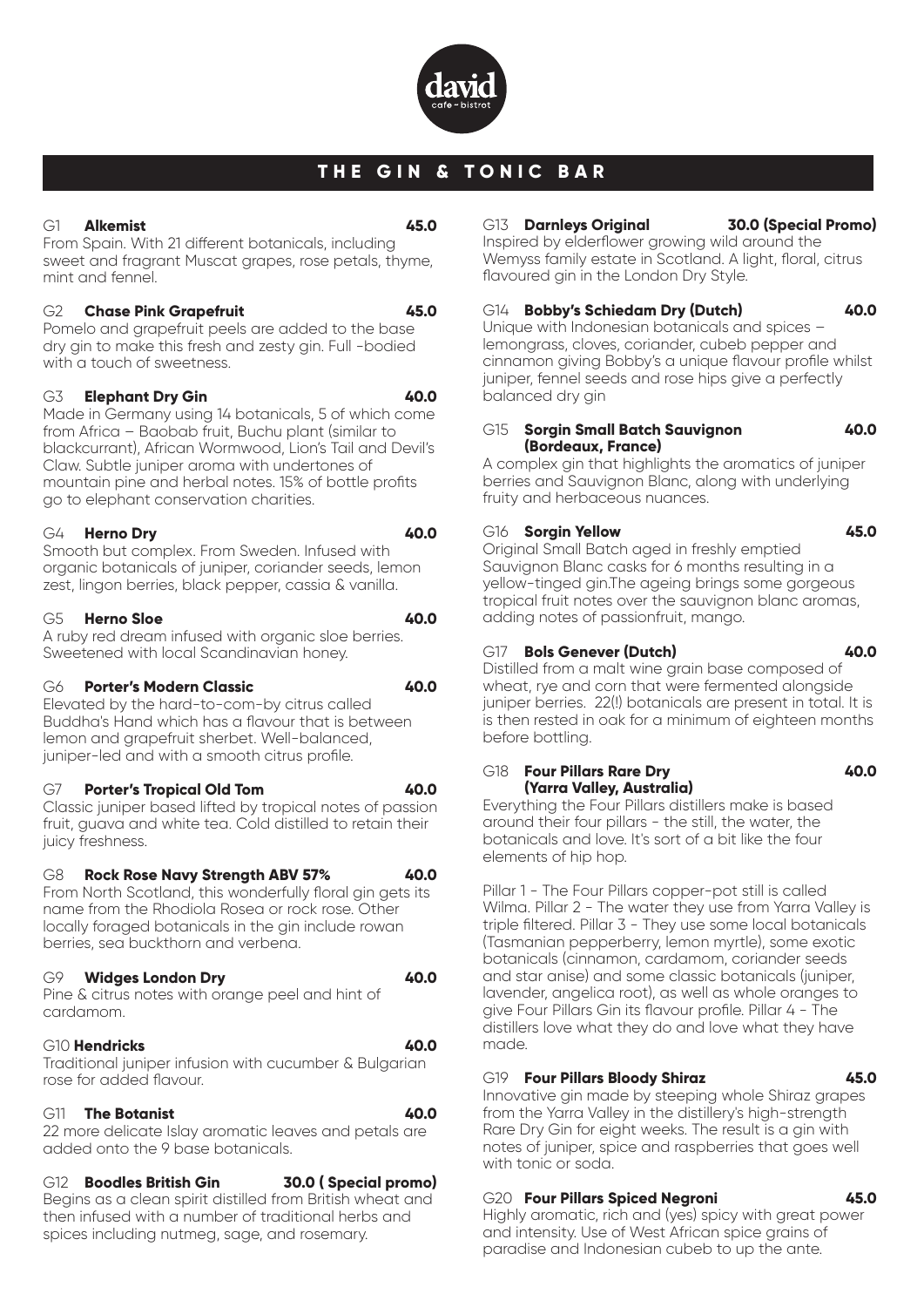david
cafe • bistrot

# THE GIN & TONIC BAR

**G1 Alkemist** **45.0**
From Spain. With 21 different botanicals, including sweet and fragrant Muscat grapes, rose petals, thyme, mint and fennel.

**G2 Chase Pink Grapefruit** **45.0**
Pomelo and grapefruit peels are added to the base dry gin to make this fresh and zesty gin. Full -bodied with a touch of sweetness.

**G3 Elephant Dry Gin** **40.0**
Made in Germany using 14 botanicals, 5 of which come from Africa – Baobab fruit, Buchu plant (similar to blackcurrant), African Wormwood, Lion's Tail and Devil's Claw. Subtle juniper aroma with undertones of mountain pine and herbal notes. 15% of bottle profits go to elephant conservation charities.

**G4 Herno Dry** **40.0**
Smooth but complex. From Sweden. Infused with organic botanicals of juniper, coriander seeds, lemon zest, lingon berries, black pepper, cassia & vanilla.

**G5 Herno Sloe** **40.0**
A ruby red dream infused with organic sloe berries. Sweetened with local Scandinavian honey.

**G6 Porter's Modern Classic** **40.0**
Elevated by the hard-to-com-by citrus called Buddha's Hand which has a flavour that is between lemon and grapefruit sherbet. Well-balanced, juniper-led and with a smooth citrus profile.

**G7 Porter's Tropical Old Tom** **40.0**
Classic juniper based lifted by tropical notes of passion fruit, guava and white tea. Cold distilled to retain their juicy freshness.

**G8 Rock Rose Navy Strength ABV 57%** **40.0**
From North Scotland, this wonderfully floral gin gets its name from the Rhodiola Rosea or rock rose. Other locally foraged botanicals in the gin include rowan berries, sea buckthorn and verbena.

**G9 Widges London Dry** **40.0**
Pine & citrus notes with orange peel and hint of cardamom.

**G10 Hendricks** **40.0**
Traditional juniper infusion with cucumber & Bulgarian rose for added flavour.

**G11 The Botanist** **40.0**
22 more delicate Islay aromatic leaves and petals are added onto the 9 base botanicals.

**G12 Boodles British Gin** **30.0 ( Special promo)**
Begins as a clean spirit distilled from British wheat and then infused with a number of traditional herbs and spices including nutmeg, sage, and rosemary.

**G13 Darnleys Original** **30.0 (Special Promo)**
Inspired by elderflower growing wild around the Wemyss family estate in Scotland. A light, floral, citrus flavoured gin in the London Dry Style.

**G14 Bobby's Schiedam Dry (Dutch)** **40.0**
Unique with Indonesian botanicals and spices – lemongrass, cloves, coriander, cubeb pepper and cinnamon giving Bobby's a unique flavour profile whilst juniper, fennel seeds and rose hips give a perfectly balanced dry gin

**G15 Sorgin Small Batch Sauvignon (Bordeaux, France)** **40.0**
A complex gin that highlights the aromatics of juniper berries and Sauvignon Blanc, along with underlying fruity and herbaceous nuances.

**G16 Sorgin Yellow** **45.0**
Original Small Batch aged in freshly emptied Sauvignon Blanc casks for 6 months resulting in a yellow-tinged gin.The ageing brings some gorgeous tropical fruit notes over the sauvignon blanc aromas, adding notes of passionfruit, mango.

**G17 Bols Genever (Dutch)** **40.0**
Distilled from a malt wine grain base composed of wheat, rye and corn that were fermented alongside juniper berries. 22(!) botanicals are present in total. It is is then rested in oak for a minimum of eighteen months before bottling.

**G18 Four Pillars Rare Dry (Yarra Valley, Australia)** **40.0**
Everything the Four Pillars distillers make is based around their four pillars - the still, the water, the botanicals and love. It's sort of a bit like the four elements of hip hop.

Pillar 1 - The Four Pillars copper-pot still is called Wilma. Pillar 2 - The water they use from Yarra Valley is triple filtered. Pillar 3 - They use some local botanicals (Tasmanian pepperberry, lemon myrtle), some exotic botanicals (cinnamon, cardamom, coriander seeds and star anise) and some classic botanicals (juniper, lavender, angelica root), as well as whole oranges to give Four Pillars Gin its flavour profile. Pillar 4 - The distillers love what they do and love what they have made.

**G19 Four Pillars Bloody Shiraz** **45.0**
Innovative gin made by steeping whole Shiraz grapes from the Yarra Valley in the distillery's high-strength Rare Dry Gin for eight weeks. The result is a gin with notes of juniper, spice and raspberries that goes well with tonic or soda.

**G20 Four Pillars Spiced Negroni** **45.0**
Highly aromatic, rich and (yes) spicy with great power and intensity. Use of West African spice grains of paradise and Indonesian cubeb to up the ante.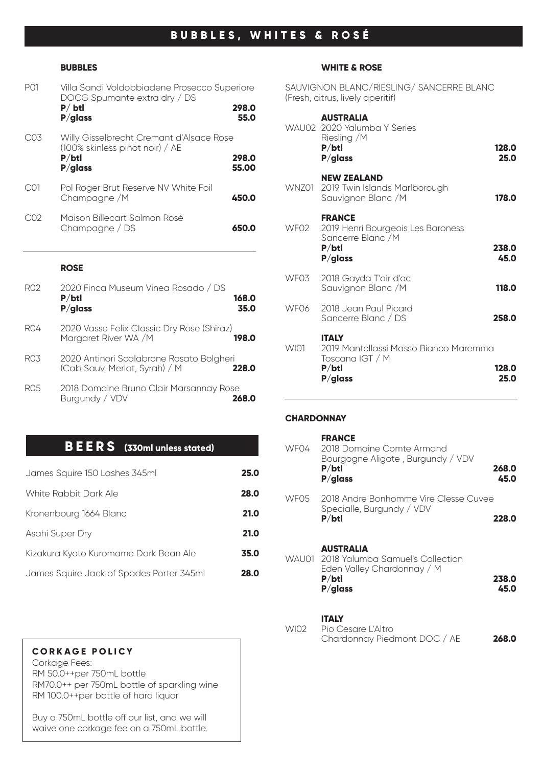# BUBBLES, WHITES & ROSÉ

## BUBBLES

**P01** Villa Sandi Voldobbiadene Prosecco Superiore DOCG Spumante extra dry / DS

| | |
|---|---|
| **P/ btl** | **298.0** |
| **P/glass** | **55.0** |

**C03** Willy Gisselbrecht Cremant d'Alsace Rose (100% skinless pinot noir) / AE

| | |
|---|---|
| **P/btl** | **298.0** |
| **P/glass** | **55.00** |

**C01** Pol Roger Brut Reserve NV White Foil Champagne /M — **450.0**

**C02** Maison Billecart Salmon Rosé Champagne / DS — **650.0**

## ROSE

**R02** 2020 Finca Museum Vinea Rosado / DS

| | |
|---|---|
| **P/btl** | **168.0** |
| **P/glass** | **35.0** |

**R04** 2020 Vasse Felix Classic Dry Rose (Shiraz) Margaret River WA /M — **198.0**

**R03** 2020 Antinori Scalabrone Rosato Bolgheri (Cab Sauv, Merlot, Syrah) / M — **228.0**

**R05** 2018 Domaine Bruno Clair Marsannay Rose Burgundy / VDV — **268.0**

# BEERS (330ml unless stated)

| Beer | Price |
|---|---|
| James Squire 150 Lashes 345ml | **25.0** |
| White Rabbit Dark Ale | **28.0** |
| Kronenbourg 1664 Blanc | **21.0** |
| Asahi Super Dry | **21.0** |
| Kizakura Kyoto Kuromame Dark Bean Ale | **35.0** |
| James Squire Jack of Spades Porter 345ml | **28.0** |

### CORKAGE POLICY

Corkage Fees:
RM 50.0++per 750mL bottle
RM70.0++ per 750mL bottle of sparkling wine
RM 100.0++per bottle of hard liquor

Buy a 750mL bottle off our list, and we will waive one corkage fee on a 750mL bottle.

## WHITE & ROSE

SAUVIGNON BLANC/RIESLING/ SANCERRE BLANC
(Fresh, citrus, lively aperitif)

### AUSTRALIA

**WAU02** 2020 Yalumba Y Series Riesling /M

| | |
|---|---|
| **P/btl** | **128.0** |
| **P/glass** | **25.0** |

### NEW ZEALAND

**WNZ01** 2019 Twin Islands Marlborough Sauvignon Blanc /M — **178.0**

### FRANCE

**WF02** 2019 Henri Bourgeois Les Baroness Sancerre Blanc /M

| | |
|---|---|
| **P/btl** | **238.0** |
| **P/glass** | **45.0** |

**WF03** 2018 Gayda T'air d'oc Sauvignon Blanc /M — **118.0**

**WF06** 2018 Jean Paul Picard Sancerre Blanc / DS — **258.0**

### ITALY

**WI01** 2019 Mantellassi Masso Bianco Maremma Toscana IGT / M

| | |
|---|---|
| **P/btl** | **128.0** |
| **P/glass** | **25.0** |

## CHARDONNAY

### FRANCE

**WF04** 2018 Domaine Comte Armand Bourgogne Aligote , Burgundy / VDV

| | |
|---|---|
| **P/btl** | **268.0** |
| **P/glass** | **45.0** |

**WF05** 2018 Andre Bonhomme Vire Clesse Cuvee Specialle, Burgundy / VDV

| | |
|---|---|
| **P/btl** | **228.0** |

### AUSTRALIA

**WAU01** 2018 Yalumba Samuel's Collection Eden Valley Chardonnay / M

| | |
|---|---|
| **P/btl** | **238.0** |
| **P/glass** | **45.0** |

### ITALY

**WI02** Pio Cesare L'Altro Chardonnay Piedmont DOC / AE — **268.0**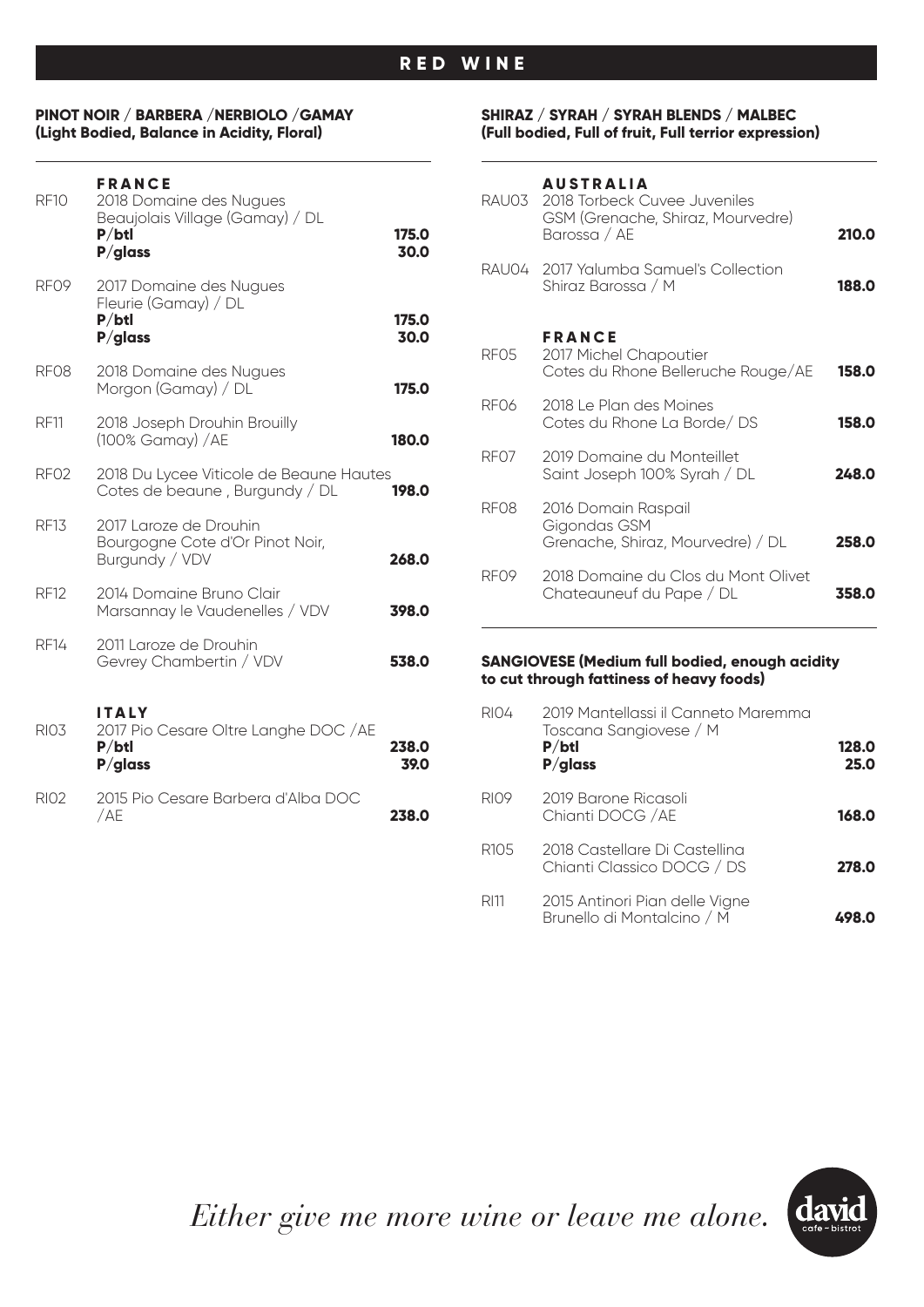# RED WINE

## PINOT NOIR / BARBERA /NERBIOLO /GAMAY
**(Light Bodied, Balance in Acidity, Floral)**

### FRANCE

| | | |
|---|---|---|
| RF10 | 2018 Domaine des Nugues<br>Beaujolais Village (Gamay) / DL<br>**P/btl**<br>**P/glass** | <br><br>**175.0**<br>**30.0** |
| RF09 | 2017 Domaine des Nugues<br>Fleurie (Gamay) / DL<br>**P/btl**<br>**P/glass** | <br><br>**175.0**<br>**30.0** |
| RF08 | 2018 Domaine des Nugues<br>Morgon (Gamay) / DL | **175.0** |
| RF11 | 2018 Joseph Drouhin Brouilly<br>(100% Gamay) /AE | **180.0** |
| RF02 | 2018 Du Lycee Viticole de Beaune Hautes<br>Cotes de beaune , Burgundy / DL | **198.0** |
| RF13 | 2017 Laroze de Drouhin<br>Bourgogne Cote d'Or Pinot Noir,<br>Burgundy / VDV | **268.0** |
| RF12 | 2014 Domaine Bruno Clair<br>Marsannay le Vaudenelles / VDV | **398.0** |
| RF14 | 2011 Laroze de Drouhin<br>Gevrey Chambertin / VDV | **538.0** |

### ITALY

| | | |
|---|---|---|
| RI03 | 2017 Pio Cesare Oltre Langhe DOC /AE<br>**P/btl**<br>**P/glass** | <br>**238.0**<br>**39.0** |
| RI02 | 2015 Pio Cesare Barbera d'Alba DOC<br>/AE | **238.0** |

## SHIRAZ / SYRAH / SYRAH BLENDS / MALBEC
**(Full bodied, Full of fruit, Full terrior expression)**

### AUSTRALIA

| | | |
|---|---|---|
| RAU03 | 2018 Torbeck Cuvee Juveniles<br>GSM (Grenache, Shiraz, Mourvedre)<br>Barossa / AE | **210.0** |
| RAU04 | 2017 Yalumba Samuel's Collection<br>Shiraz Barossa / M | **188.0** |

### FRANCE

| | | |
|---|---|---|
| RF05 | 2017 Michel Chapoutier<br>Cotes du Rhone Belleruche Rouge/AE | **158.0** |
| RF06 | 2018 Le Plan des Moines<br>Cotes du Rhone La Borde/ DS | **158.0** |
| RF07 | 2019 Domaine du Monteillet<br>Saint Joseph 100% Syrah / DL | **248.0** |
| RF08 | 2016 Domain Raspail<br>Gigondas GSM<br>Grenache, Shiraz, Mourvedre) / DL | **258.0** |
| RF09 | 2018 Domaine du Clos du Mont Olivet<br>Chateauneuf du Pape / DL | **358.0** |

## SANGIOVESE (Medium full bodied, enough acidity to cut through fattiness of heavy foods)

| | | |
|---|---|---|
| RI04 | 2019 Mantellassi il Canneto Maremma<br>Toscana Sangiovese / M<br>**P/btl**<br>**P/glass** | <br><br>**128.0**<br>**25.0** |
| RI09 | 2019 Barone Ricasoli<br>Chianti DOCG /AE | **168.0** |
| RI05 | 2018 Castellare Di Castellina<br>Chianti Classico DOCG / DS | **278.0** |
| RI11 | 2015 Antinori Pian delle Vigne<br>Brunello di Montalcino / M | **498.0** |

*Either give me more wine or leave me alone.*

david cafe • bistrot